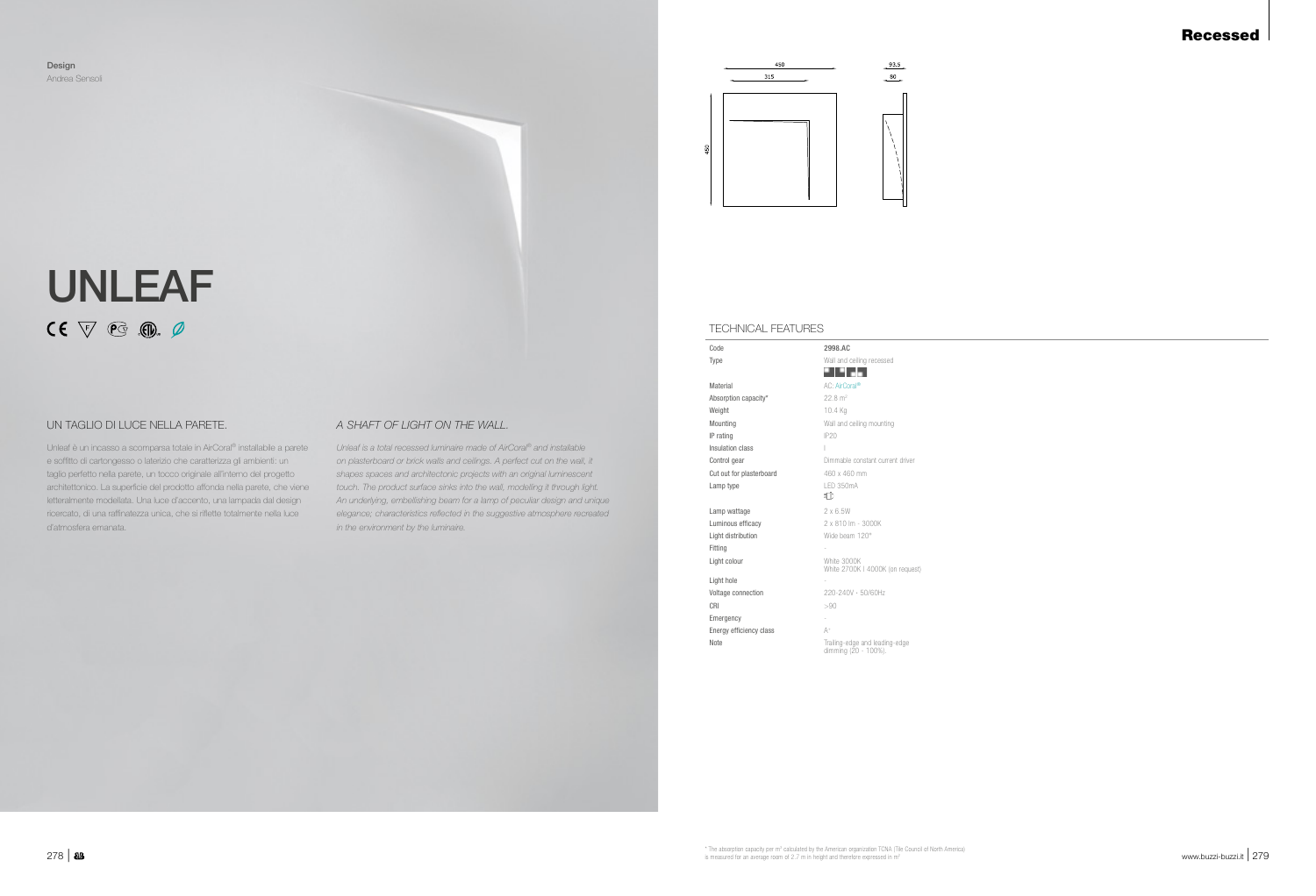Design
Andrea Sensoli

# UNLEAF

## UN TAGLIO DI LUCE NELLA PARETE.

Unleaf è un incasso a scomparsa totale in AirCoral® installabile a parete e soffitto di cartongesso o laterizio che caratterizza gli ambienti: un taglio perfetto nella parete, un tocco originale all'interno del progetto architettonico. La superficie del prodotto affonda nella parete, che viene letteralmente modellata. Una luce d'accento, una lampada dal design ricercato, di una raffinatezza unica, che si riflette totalmente nella luce d'atmosfera emanata.

## *A SHAFT OF LIGHT ON THE WALL.*

*Unleaf is a total recessed luminaire made of AirCoral® and installable on plasterboard or brick walls and ceilings. A perfect cut on the wall, it shapes spaces and architectonic projects with an original luminescent touch. The product surface sinks into the wall, modelling it through light. An underlying, embellishing beam for a lamp of peculiar design and unique elegance; characteristics reflected in the suggestive atmosphere recreated in the environment by the luminaire.*

# Recessed

450 / 315 / 450 / 93,5 / 80

## TECHNICAL FEATURES

| | |
|---|---|
| Code | **2998.AC** |
| Type | Wall and ceiling recessed |
| Material | AC: AirCoral® |
| Absorption capacity* | 22.8 m² |
| Weight | 10.4 Kg |
| Mounting | Wall and ceiling mounting |
| IP rating | IP20 |
| Insulation class | I |
| Control gear | Dimmable constant current driver |
| Cut out for plasterboard | 460 x 460 mm |
| Lamp type | LED 350mA |
| Lamp wattage | 2 x 6.5W |
| Luminous efficacy | 2 x 810 lm - 3000K |
| Light distribution | Wide beam 120° |
| Fitting | - |
| Light colour | White 3000K<br>White 2700K I 4000K (on request) |
| Light hole | - |
| Voltage connection | 220-240V - 50/60Hz |
| CRI | >90 |
| Emergency | - |
| Energy efficiency class | A+ |
| Note | Trailing-edge and leading-edge dimming (20 - 100%). |

* The absorption capacity per m² calculated by the American organization TCNA (Tile Council of North America) is measured for an average room of 2.7 m in height and therefore expressed in m²

www.buzzi-buzzi.it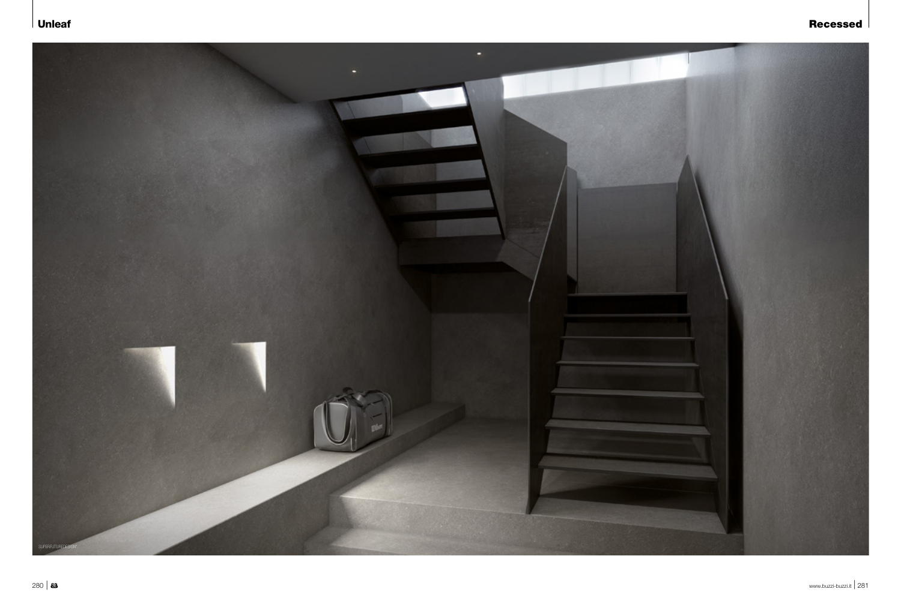Unleaf

Recessed

SUPERFUTUREDESIGN*

www.buzzi-buzzi.it